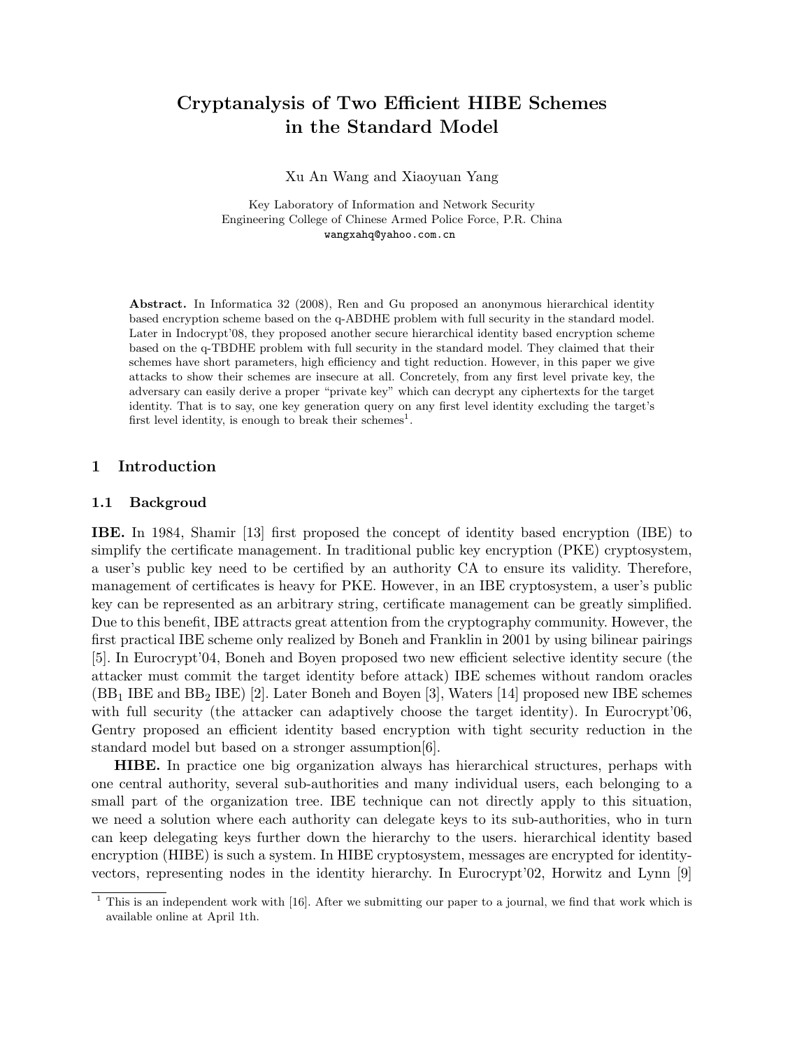# Cryptanalysis of Two Efficient HIBE Schemes in the Standard Model

Xu An Wang and Xiaoyuan Yang

Key Laboratory of Information and Network Security
Engineering College of Chinese Armed Police Force, P.R. China
wangxahq@yahoo.com.cn

**Abstract.** In Informatica 32 (2008), Ren and Gu proposed an anonymous hierarchical identity based encryption scheme based on the q-ABDHE problem with full security in the standard model. Later in Indocrypt'08, they proposed another secure hierarchical identity based encryption scheme based on the q-TBDHE problem with full security in the standard model. They claimed that their schemes have short parameters, high efficiency and tight reduction. However, in this paper we give attacks to show their schemes are insecure at all. Concretely, from any first level private key, the adversary can easily derive a proper "private key" which can decrypt any ciphertexts for the target identity. That is to say, one key generation query on any first level identity excluding the target's first level identity, is enough to break their schemes[1].

## 1 Introduction

### 1.1 Backgroud

**IBE.** In 1984, Shamir [13] first proposed the concept of identity based encryption (IBE) to simplify the certificate management. In traditional public key encryption (PKE) cryptosystem, a user's public key need to be certified by an authority CA to ensure its validity. Therefore, management of certificates is heavy for PKE. However, in an IBE cryptosystem, a user's public key can be represented as an arbitrary string, certificate management can be greatly simplified. Due to this benefit, IBE attracts great attention from the cryptography community. However, the first practical IBE scheme only realized by Boneh and Franklin in 2001 by using bilinear pairings [5]. In Eurocrypt'04, Boneh and Boyen proposed two new efficient selective identity secure (the attacker must commit the target identity before attack) IBE schemes without random oracles ($BB_1$ IBE and $BB_2$ IBE) [2]. Later Boneh and Boyen [3], Waters [14] proposed new IBE schemes with full security (the attacker can adaptively choose the target identity). In Eurocrypt'06, Gentry proposed an efficient identity based encryption with tight security reduction in the standard model but based on a stronger assumption[6].

**HIBE.** In practice one big organization always has hierarchical structures, perhaps with one central authority, several sub-authorities and many individual users, each belonging to a small part of the organization tree. IBE technique can not directly apply to this situation, we need a solution where each authority can delegate keys to its sub-authorities, who in turn can keep delegating keys further down the hierarchy to the users. hierarchical identity based encryption (HIBE) is such a system. In HIBE cryptosystem, messages are encrypted for identity-vectors, representing nodes in the identity hierarchy. In Eurocrypt'02, Horwitz and Lynn [9]

---

[1] This is an independent work with [16]. After we submitting our paper to a journal, we find that work which is available online at April 1th.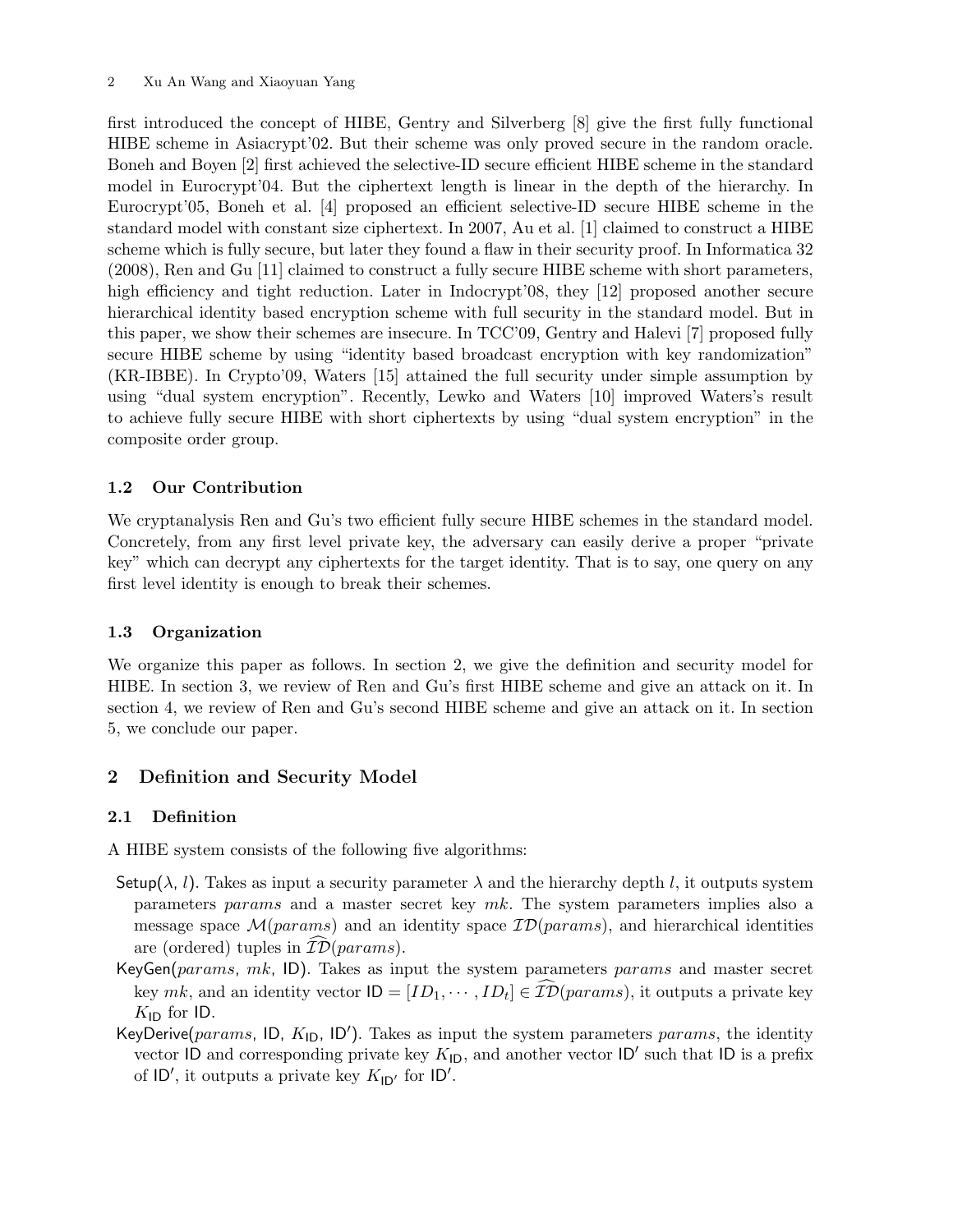first introduced the concept of HIBE, Gentry and Silverberg [8] give the first fully functional HIBE scheme in Asiacrypt'02. But their scheme was only proved secure in the random oracle. Boneh and Boyen [2] first achieved the selective-ID secure efficient HIBE scheme in the standard model in Eurocrypt'04. But the ciphertext length is linear in the depth of the hierarchy. In Eurocrypt'05, Boneh et al. [4] proposed an efficient selective-ID secure HIBE scheme in the standard model with constant size ciphertext. In 2007, Au et al. [1] claimed to construct a HIBE scheme which is fully secure, but later they found a flaw in their security proof. In Informatica 32 (2008), Ren and Gu [11] claimed to construct a fully secure HIBE scheme with short parameters, high efficiency and tight reduction. Later in Indocrypt'08, they [12] proposed another secure hierarchical identity based encryption scheme with full security in the standard model. But in this paper, we show their schemes are insecure. In TCC'09, Gentry and Halevi [7] proposed fully secure HIBE scheme by using "identity based broadcast encryption with key randomization" (KR-IBBE). In Crypto'09, Waters [15] attained the full security under simple assumption by using "dual system encryption". Recently, Lewko and Waters [10] improved Waters's result to achieve fully secure HIBE with short ciphertexts by using "dual system encryption" in the composite order group.

### 1.2 Our Contribution

We cryptanalysis Ren and Gu's two efficient fully secure HIBE schemes in the standard model. Concretely, from any first level private key, the adversary can easily derive a proper "private key" which can decrypt any ciphertexts for the target identity. That is to say, one query on any first level identity is enough to break their schemes.

### 1.3 Organization

We organize this paper as follows. In section 2, we give the definition and security model for HIBE. In section 3, we review of Ren and Gu's first HIBE scheme and give an attack on it. In section 4, we review of Ren and Gu's second HIBE scheme and give an attack on it. In section 5, we conclude our paper.

## 2 Definition and Security Model

### 2.1 Definition

A HIBE system consists of the following five algorithms:

- $\mathsf{Setup}(\lambda, l)$. Takes as input a security parameter $\lambda$ and the hierarchy depth $l$, it outputs system parameters $params$ and a master secret key $mk$. The system parameters implies also a message space $\mathcal{M}(params)$ and an identity space $\mathcal{ID}(params)$, and hierarchical identities are (ordered) tuples in $\widehat{\mathcal{ID}}(params)$.
- $\mathsf{KeyGen}(params, mk, \mathsf{ID})$. Takes as input the system parameters $params$ and master secret key $mk$, and an identity vector $\mathsf{ID} = [ID_1, \cdots, ID_t] \in \widehat{\mathcal{ID}}(params)$, it outputs a private key $K_{\mathsf{ID}}$ for $\mathsf{ID}$.
- $\mathsf{KeyDerive}(params, \mathsf{ID}, K_{\mathsf{ID}}, \mathsf{ID}')$. Takes as input the system parameters $params$, the identity vector $\mathsf{ID}$ and corresponding private key $K_{\mathsf{ID}}$, and another vector $\mathsf{ID}'$ such that $\mathsf{ID}$ is a prefix of $\mathsf{ID}'$, it outputs a private key $K_{\mathsf{ID}'}$ for $\mathsf{ID}'$.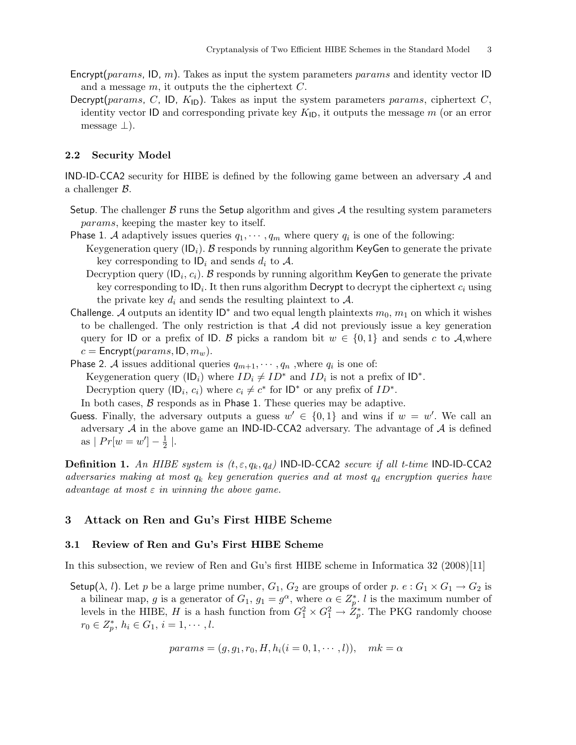Encrypt($params$, ID, $m$). Takes as input the system parameters $params$ and identity vector ID and a message $m$, it outputs the the ciphertext $C$.

Decrypt($params$, $C$, ID, $K_{\mathsf{ID}}$). Takes as input the system parameters $params$, ciphertext $C$, identity vector ID and corresponding private key $K_{\mathsf{ID}}$, it outputs the message $m$ (or an error message $\perp$).

### 2.2 Security Model

IND-ID-CCA2 security for HIBE is defined by the following game between an adversary $\mathcal{A}$ and a challenger $\mathcal{B}$.

- Setup. The challenger $\mathcal{B}$ runs the Setup algorithm and gives $\mathcal{A}$ the resulting system parameters $params$, keeping the master key to itself.
- Phase 1. $\mathcal{A}$ adaptively issues queries $q_1, \cdots, q_m$ where query $q_i$ is one of the following:
  - Keygeneration query ($\mathsf{ID}_i$). $\mathcal{B}$ responds by running algorithm KeyGen to generate the private key corresponding to $\mathsf{ID}_i$ and sends $d_i$ to $\mathcal{A}$.
  - Decryption query ($\mathsf{ID}_i$, $c_i$). $\mathcal{B}$ responds by running algorithm KeyGen to generate the private key corresponding to $\mathsf{ID}_i$. It then runs algorithm Decrypt to decrypt the ciphertext $c_i$ using the private key $d_i$ and sends the resulting plaintext to $\mathcal{A}$.
- Challenge. $\mathcal{A}$ outputs an identity $\mathsf{ID}^*$ and two equal length plaintexts $m_0$, $m_1$ on which it wishes to be challenged. The only restriction is that $\mathcal{A}$ did not previously issue a key generation query for ID or a prefix of ID. $\mathcal{B}$ picks a random bit $w \in \{0,1\}$ and sends $c$ to $\mathcal{A}$,where $c = \mathsf{Encrypt}(params, \mathsf{ID}, m_w)$.
- Phase 2. $\mathcal{A}$ issues additional queries $q_{m+1}, \cdots, q_n$ ,where $q_i$ is one of:
  - Keygeneration query ($\mathsf{ID}_i$) where $ID_i \neq ID^*$ and $ID_i$ is not a prefix of $\mathsf{ID}^*$.
  - Decryption query ($\mathsf{ID}_i$, $c_i$) where $c_i \neq c^*$ for $\mathsf{ID}^*$ or any prefix of $ID^*$.

  In both cases, $\mathcal{B}$ responds as in Phase 1. These queries may be adaptive.
- Guess. Finally, the adversary outputs a guess $w' \in \{0,1\}$ and wins if $w = w'$. We call an adversary $\mathcal{A}$ in the above game an IND-ID-CCA2 adversary. The advantage of $\mathcal{A}$ is defined as $\mid Pr[w = w'] - \frac{1}{2} \mid$.

**Definition 1.** *An HIBE system is $(t, \varepsilon, q_k, q_d)$ IND-ID-CCA2 secure if all t-time IND-ID-CCA2 adversaries making at most $q_k$ key generation queries and at most $q_d$ encryption queries have advantage at most $\varepsilon$ in winning the above game.*

## 3 Attack on Ren and Gu's First HIBE Scheme

### 3.1 Review of Ren and Gu's First HIBE Scheme

In this subsection, we review of Ren and Gu's first HIBE scheme in Informatica 32 (2008)[11]

Setup($\lambda$, $l$). Let $p$ be a large prime number, $G_1$, $G_2$ are groups of order $p$. $e : G_1 \times G_1 \rightarrow G_2$ is a bilinear map, $g$ is a generator of $G_1$, $g_1 = g^\alpha$, where $\alpha \in Z_p^*$. $l$ is the maximum number of levels in the HIBE, $H$ is a hash function from $G_1^2 \times G_1^2 \rightarrow Z_p^*$. The PKG randomly choose $r_0 \in Z_p^*$, $h_i \in G_1$, $i = 1, \cdots, l$.

$$params = (g, g_1, r_0, H, h_i(i = 0, 1, \cdots, l)), \quad mk = \alpha$$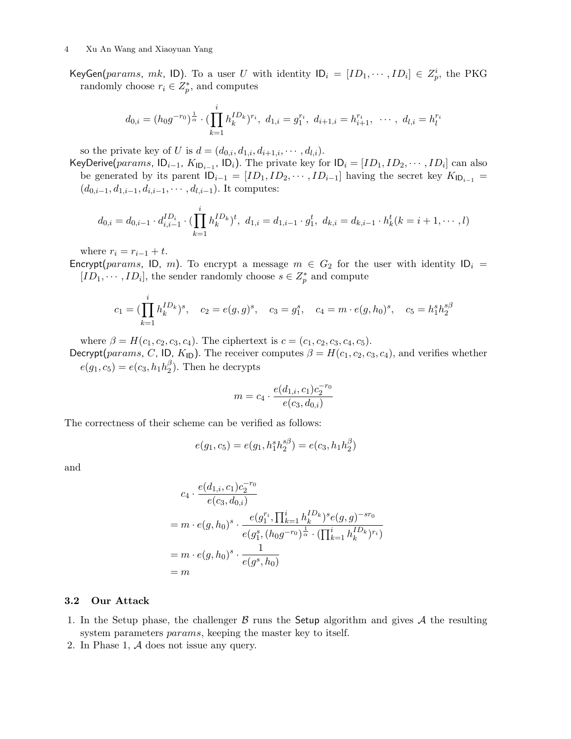KeyGen($params$, $mk$, ID). To a user $U$ with identity $\mathsf{ID}_i = [ID_1, \cdots, ID_i] \in Z_p^i$, the PKG randomly choose $r_i \in Z_p^*$, and computes

$$d_{0,i} = (h_0 g^{-r_0})^{\frac{1}{\alpha}} \cdot (\prod_{k=1}^{i} h_k^{ID_k})^{r_i},\ d_{1,i} = g_1^{r_i},\ d_{i+1,i} = h_{i+1}^{r_i},\ \cdots,\ d_{l,i} = h_l^{r_i}$$

so the private key of $U$ is $d = (d_{0,i}, d_{1,i}, d_{i+1,i}, \cdots, d_{l,i})$.

KeyDerive($params$, $\mathsf{ID}_{i-1}$, $K_{\mathsf{ID}_{i-1}}$, $\mathsf{ID}_i$). The private key for $\mathsf{ID}_i = [ID_1, ID_2, \cdots, ID_i]$ can also be generated by its parent $\mathsf{ID}_{i-1} = [ID_1, ID_2, \cdots, ID_{i-1}]$ having the secret key $K_{\mathsf{ID}_{i-1}} = (d_{0,i-1}, d_{1,i-1}, d_{i,i-1}, \cdots, d_{l,i-1})$. It computes:

$$d_{0,i} = d_{0,i-1} \cdot d_{i,i-1}^{ID_i} \cdot (\prod_{k=1}^{i} h_k^{ID_k})^t,\ d_{1,i} = d_{1,i-1} \cdot g_1^t,\ d_{k,i} = d_{k,i-1} \cdot h_k^t (k = i+1, \cdots, l)$$

where $r_i = r_{i-1} + t$.

Encrypt($params$, ID, $m$). To encrypt a message $m \in G_2$ for the user with identity $\mathsf{ID}_i = [ID_1, \cdots, ID_i]$, the sender randomly choose $s \in Z_p^*$ and compute

$$c_1 = (\prod_{k=1}^{i} h_k^{ID_k})^s, \quad c_2 = e(g,g)^s, \quad c_3 = g_1^s, \quad c_4 = m \cdot e(g, h_0)^s, \quad c_5 = h_1^s h_2^{s\beta}$$

where $\beta = H(c_1, c_2, c_3, c_4)$. The ciphertext is $c = (c_1, c_2, c_3, c_4, c_5)$.

Decrypt($params$, $C$, ID, $K_{\mathsf{ID}}$). The receiver computes $\beta = H(c_1, c_2, c_3, c_4)$, and verifies whether $e(g_1, c_5) = e(c_3, h_1 h_2^{\beta})$. Then he decrypts

$$m = c_4 \cdot \frac{e(d_{1,i}, c_1) c_2^{-r_0}}{e(c_3, d_{0,i})}$$

The correctness of their scheme can be verified as follows:

$$e(g_1, c_5) = e(g_1, h_1^s h_2^{s\beta}) = e(c_3, h_1 h_2^{\beta})$$

and

$$\begin{aligned}
& c_4 \cdot \frac{e(d_{1,i}, c_1) c_2^{-r_0}}{e(c_3, d_{0,i})} \\
&= m \cdot e(g, h_0)^s \cdot \frac{e(g_1^{r_i}, \prod_{k=1}^{i} h_k^{ID_k})^s e(g,g)^{-sr_0}}{e(g_1^s, (h_0 g^{-r_0})^{\frac{1}{\alpha}} \cdot (\prod_{k=1}^{i} h_k^{ID_k})^{r_i})} \\
&= m \cdot e(g, h_0)^s \cdot \frac{1}{e(g^s, h_0)} \\
&= m
\end{aligned}$$

### 3.2 Our Attack

1. In the Setup phase, the challenger $\mathcal{B}$ runs the Setup algorithm and gives $\mathcal{A}$ the resulting system parameters $params$, keeping the master key to itself.
2. In Phase 1, $\mathcal{A}$ does not issue any query.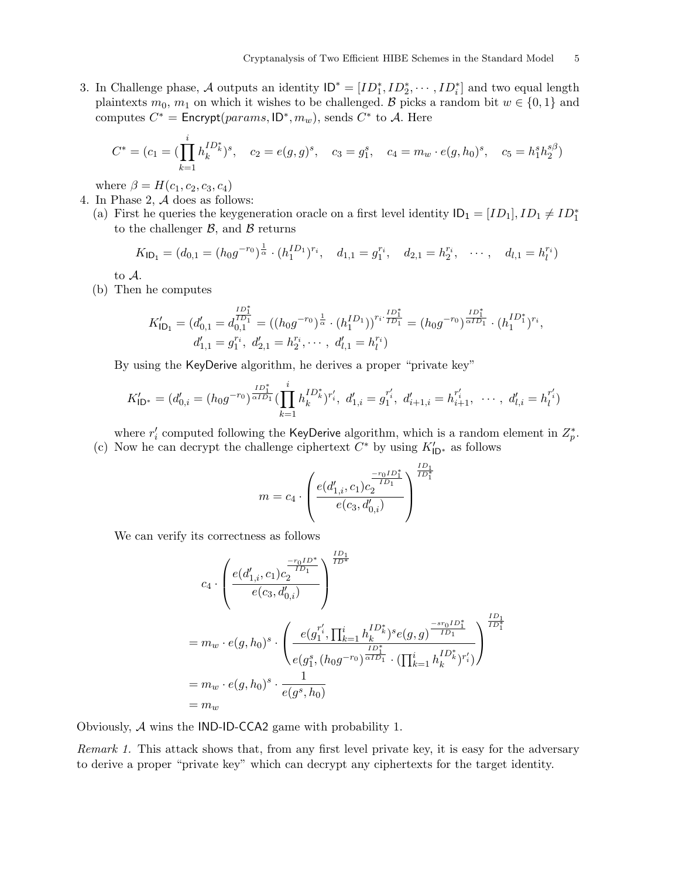3. In Challenge phase, $\mathcal{A}$ outputs an identity $\mathsf{ID}^* = [ID_1^*, ID_2^*, \cdots, ID_i^*]$ and two equal length plaintexts $m_0$, $m_1$ on which it wishes to be challenged. $\mathcal{B}$ picks a random bit $w \in \{0, 1\}$ and computes $C^* = \mathsf{Encrypt}(params, \mathsf{ID}^*, m_w)$, sends $C^*$ to $\mathcal{A}$. Here

$$C^* = (c_1 = (\prod_{k=1}^{i} h_k^{ID_k^*})^s, \quad c_2 = e(g, g)^s, \quad c_3 = g_1^s, \quad c_4 = m_w \cdot e(g, h_0)^s, \quad c_5 = h_1^s h_2^{s\beta})$$

where $\beta = H(c_1, c_2, c_3, c_4)$

4. In Phase 2, $\mathcal{A}$ does as follows:
   (a) First he queries the keygeneration oracle on a first level identity $\mathsf{ID_1} = [ID_1], ID_1 \neq ID_1^*$ to the challenger $\mathcal{B}$, and $\mathcal{B}$ returns

$$K_{\mathsf{ID_1}} = (d_{0,1} = (h_0 g^{-r_0})^{\frac{1}{\alpha}} \cdot (h_1^{ID_1})^{r_i}, \quad d_{1,1} = g_1^{r_i}, \quad d_{2,1} = h_2^{r_i}, \quad \cdots, \quad d_{l,1} = h_l^{r_i})$$

   to $\mathcal{A}$.

   (b) Then he computes

$$K'_{\mathsf{ID_1}} = (d'_{0,1} = d_{0,1}^{\frac{ID_1^*}{ID_1}} = ((h_0 g^{-r_0})^{\frac{1}{\alpha}} \cdot (h_1^{ID_1}))^{r_i \cdot \frac{ID_1^*}{ID_1}} = (h_0 g^{-r_0})^{\frac{ID_1^*}{\alpha ID_1}} \cdot (h_1^{ID_1^*})^{r_i},$$
$$d'_{1,1} = g_1^{r_i},\ d'_{2,1} = h_2^{r_i}, \cdots,\ d'_{l,1} = h_l^{r_i})$$

   By using the $\mathsf{KeyDerive}$ algorithm, he derives a proper "private key"

$$K'_{\mathsf{ID}^*} = (d'_{0,i} = (h_0 g^{-r_0})^{\frac{ID_1^*}{\alpha ID_1}} (\prod_{k=1}^{i} h_k^{ID_k^*})^{r'_i},\ d'_{1,i} = g_1^{r'_i},\ d'_{i+1,i} = h_{i+1}^{r'_i}, \ \cdots,\ d'_{l,i} = h_l^{r'_i})$$

   where $r'_i$ computed following the $\mathsf{KeyDerive}$ algorithm, which is a random element in $Z_p^*$.

   (c) Now he can decrypt the challenge ciphertext $C^*$ by using $K'_{\mathsf{ID}^*}$ as follows

$$m = c_4 \cdot \left( \frac{e(d'_{1,i}, c_1) c_2^{\frac{-r_0 ID_1^*}{ID_1}}}{e(c_3, d'_{0,i})} \right)^{\frac{ID_1}{ID_1^*}}$$

   We can verify its correctness as follows

$$\begin{aligned}
&c_4 \cdot \left( \frac{e(d'_{1,i}, c_1) c_2^{\frac{-r_0 ID^*}{ID_1}}}{e(c_3, d'_{0,i})} \right)^{\frac{ID_1}{ID^*}} \\
&= m_w \cdot e(g, h_0)^s \cdot \left( \frac{e(g_1^{r'_i}, \prod_{k=1}^{i} h_k^{ID_k^*})^s e(g,g)^{\frac{-s r_0 ID_1^*}{ID_1}}}{e(g_1^s, (h_0 g^{-r_0})^{\frac{ID_1^*}{\alpha ID_1}} \cdot (\prod_{k=1}^{i} h_k^{ID_k^*})^{r'_i})} \right)^{\frac{ID_1}{ID_1^*}} \\
&= m_w \cdot e(g, h_0)^s \cdot \frac{1}{e(g^s, h_0)} \\
&= m_w
\end{aligned}$$

Obviously, $\mathcal{A}$ wins the $\mathsf{IND\text{-}ID\text{-}CCA2}$ game with probability 1.

*Remark 1.* This attack shows that, from any first level private key, it is easy for the adversary to derive a proper "private key" which can decrypt any ciphertexts for the target identity.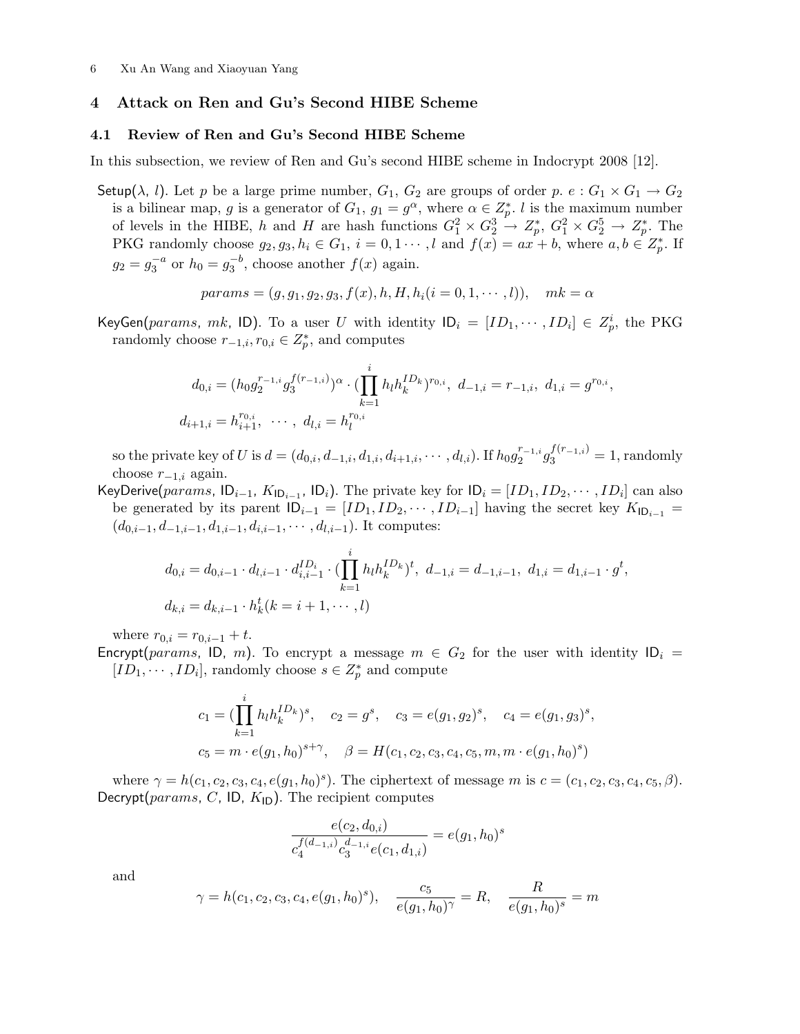## 4 Attack on Ren and Gu's Second HIBE Scheme

### 4.1 Review of Ren and Gu's Second HIBE Scheme

In this subsection, we review of Ren and Gu's second HIBE scheme in Indocrypt 2008 [12].

Setup($\lambda$, $l$). Let $p$ be a large prime number, $G_1$, $G_2$ are groups of order $p$. $e : G_1 \times G_1 \rightarrow G_2$ is a bilinear map, $g$ is a generator of $G_1$, $g_1 = g^{\alpha}$, where $\alpha \in Z_p^*$. $l$ is the maximum number of levels in the HIBE, $h$ and $H$ are hash functions $G_1^2 \times G_2^3 \rightarrow Z_p^*$, $G_1^2 \times G_2^5 \rightarrow Z_p^*$. The PKG randomly choose $g_2, g_3, h_i \in G_1$, $i = 0, 1 \cdots, l$ and $f(x) = ax + b$, where $a, b \in Z_p^*$. If $g_2 = g_3^{-a}$ or $h_0 = g_3^{-b}$, choose another $f(x)$ again.

$$params = (g, g_1, g_2, g_3, f(x), h, H, h_i(i = 0, 1, \cdots, l)), \quad mk = \alpha$$

KeyGen($params$, $mk$, ID). To a user $U$ with identity $\mathsf{ID}_i = [ID_1, \cdots, ID_i] \in Z_p^i$, the PKG randomly choose $r_{-1,i}, r_{0,i} \in Z_p^*$, and computes

$$d_{0,i} = (h_0 g_2^{r_{-1,i}} g_3^{f(r_{-1,i})})^{\alpha} \cdot (\prod_{k=1}^{i} h_l h_k^{ID_k})^{r_{0,i}}, \ d_{-1,i} = r_{-1,i}, \ d_{1,i} = g^{r_{0,i}},$$
$$d_{i+1,i} = h_{i+1}^{r_{0,i}}, \ \cdots, \ d_{l,i} = h_l^{r_{0,i}}$$

so the private key of $U$ is $d = (d_{0,i}, d_{-1,i}, d_{1,i}, d_{i+1,i}, \cdots, d_{l,i})$. If $h_0 g_2^{r_{-1,i}} g_3^{f(r_{-1,i})} = 1$, randomly choose $r_{-1,i}$ again.

KeyDerive($params$, $\mathsf{ID}_{i-1}$, $K_{\mathsf{ID}_{i-1}}$, $\mathsf{ID}_i$). The private key for $\mathsf{ID}_i = [ID_1, ID_2, \cdots, ID_i]$ can also be generated by its parent $\mathsf{ID}_{i-1} = [ID_1, ID_2, \cdots, ID_{i-1}]$ having the secret key $K_{\mathsf{ID}_{i-1}} = (d_{0,i-1}, d_{-1,i-1}, d_{1,i-1}, d_{i,i-1}, \cdots, d_{l,i-1})$. It computes:

$$d_{0,i} = d_{0,i-1} \cdot d_{l,i-1} \cdot d_{i,i-1}^{ID_i} \cdot (\prod_{k=1}^{i} h_l h_k^{ID_k})^t, \ d_{-1,i} = d_{-1,i-1}, \ d_{1,i} = d_{1,i-1} \cdot g^t,$$
$$d_{k,i} = d_{k,i-1} \cdot h_k^t (k = i+1, \cdots, l)$$

where $r_{0,i} = r_{0,i-1} + t$.

Encrypt($params$, ID, $m$). To encrypt a message $m \in G_2$ for the user with identity $\mathsf{ID}_i = [ID_1, \cdots, ID_i]$, randomly choose $s \in Z_p^*$ and compute

$$c_1 = (\prod_{k=1}^{i} h_l h_k^{ID_k})^s, \quad c_2 = g^s, \quad c_3 = e(g_1, g_2)^s, \quad c_4 = e(g_1, g_3)^s,$$
$$c_5 = m \cdot e(g_1, h_0)^{s+\gamma}, \quad \beta = H(c_1, c_2, c_3, c_4, c_5, m, m \cdot e(g_1, h_0)^s)$$

where $\gamma = h(c_1, c_2, c_3, c_4, e(g_1, h_0)^s)$. The ciphertext of message $m$ is $c = (c_1, c_2, c_3, c_4, c_5, \beta)$.

Decrypt($params$, $C$, ID, $K_{\mathsf{ID}}$). The recipient computes

$$\frac{e(c_2, d_{0,i})}{c_4^{f(d_{-1,i})} c_3^{d_{-1,i}} e(c_1, d_{1,i})} = e(g_1, h_0)^s$$

and

$$\gamma = h(c_1, c_2, c_3, c_4, e(g_1, h_0)^s), \quad \frac{c_5}{e(g_1, h_0)^{\gamma}} = R, \quad \frac{R}{e(g_1, h_0)^s} = m$$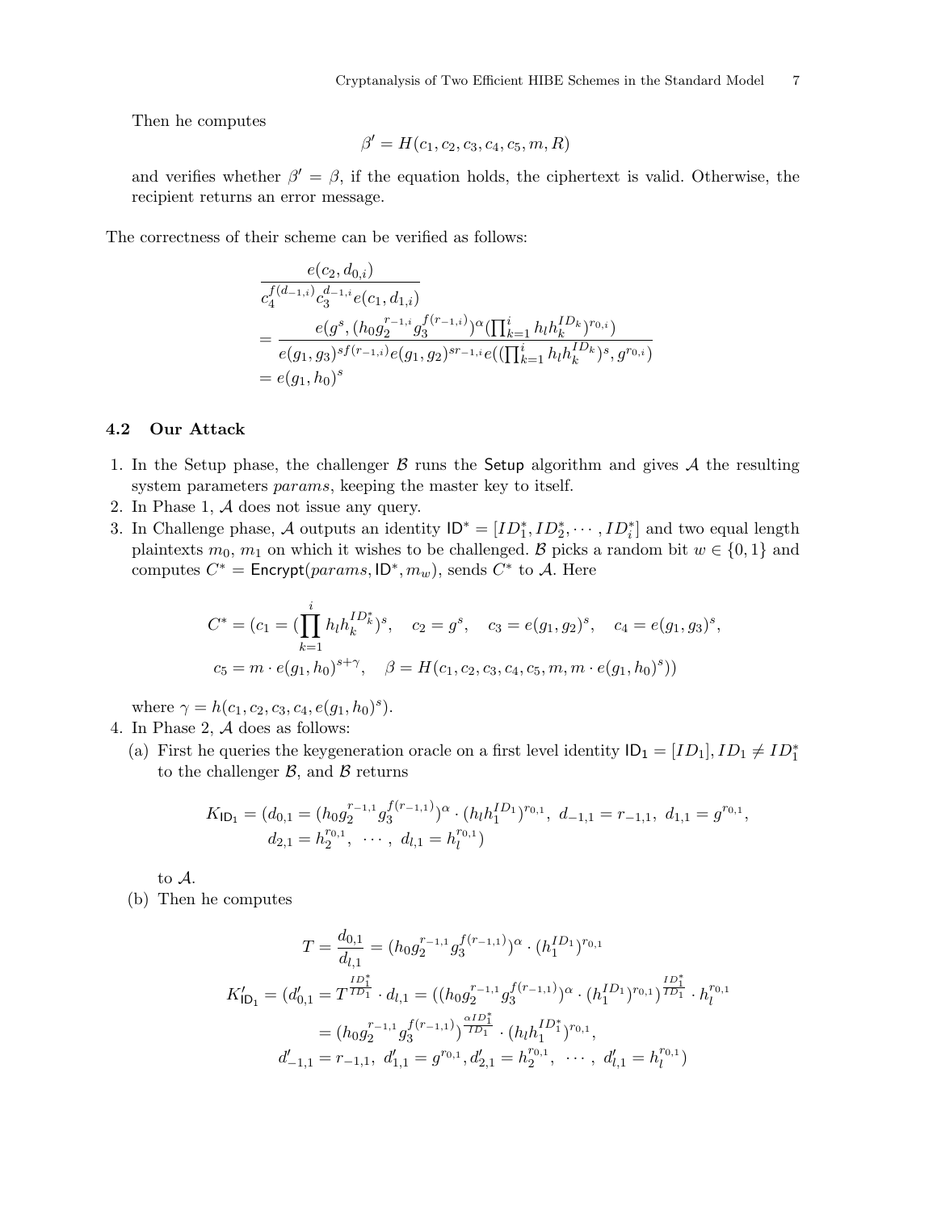Then he computes

$$\beta' = H(c_1, c_2, c_3, c_4, c_5, m, R)$$

and verifies whether $\beta' = \beta$, if the equation holds, the ciphertext is valid. Otherwise, the recipient returns an error message.

The correctness of their scheme can be verified as follows:

$$\begin{aligned}
&\frac{e(c_2, d_{0,i})}{c_4^{f(d_{-1,i})} c_3^{d_{-1,i}} e(c_1, d_{1,i})} \\
&= \frac{e(g^s, (h_0 g_2^{r_{-1,i}} g_3^{f(r_{-1,i})})^\alpha (\prod_{k=1}^i h_l h_k^{ID_k})^{r_{0,i}})}{e(g_1, g_3)^{sf(r_{-1,i})} e(g_1, g_2)^{sr_{-1,i}} e((\prod_{k=1}^i h_l h_k^{ID_k})^s, g^{r_{0,i}})} \\
&= e(g_1, h_0)^s
\end{aligned}$$

### 4.2 Our Attack

1. In the Setup phase, the challenger $\mathcal{B}$ runs the Setup algorithm and gives $\mathcal{A}$ the resulting system parameters *params*, keeping the master key to itself.
2. In Phase 1, $\mathcal{A}$ does not issue any query.
3. In Challenge phase, $\mathcal{A}$ outputs an identity $\mathsf{ID}^* = [ID_1^*, ID_2^*, \cdots, ID_i^*]$ and two equal length plaintexts $m_0$, $m_1$ on which it wishes to be challenged. $\mathcal{B}$ picks a random bit $w \in \{0, 1\}$ and computes $C^* = \mathsf{Encrypt}(params, \mathsf{ID}^*, m_w)$, sends $C^*$ to $\mathcal{A}$. Here

$$\begin{aligned}
C^* = (c_1 = (\prod_{k=1}^i h_l h_k^{ID_k^*})^s, \quad c_2 = g^s, \quad c_3 = e(g_1, g_2)^s, \quad c_4 = e(g_1, g_3)^s, \\
c_5 = m \cdot e(g_1, h_0)^{s+\gamma}, \quad \beta = H(c_1, c_2, c_3, c_4, c_5, m, m \cdot e(g_1, h_0)^s))
\end{aligned}$$

   where $\gamma = h(c_1, c_2, c_3, c_4, e(g_1, h_0)^s)$.
4. In Phase 2, $\mathcal{A}$ does as follows:
   (a) First he queries the keygeneration oracle on a first level identity $\mathsf{ID_1} = [ID_1], ID_1 \neq ID_1^*$ to the challenger $\mathcal{B}$, and $\mathcal{B}$ returns

$$\begin{aligned}
K_{\mathsf{ID_1}} = (d_{0,1} = (h_0 g_2^{r_{-1,1}} g_3^{f(r_{-1,1})})^\alpha \cdot (h_l h_1^{ID_1})^{r_{0,1}}, \ d_{-1,1} = r_{-1,1}, \ d_{1,1} = g^{r_{0,1}}, \\
d_{2,1} = h_2^{r_{0,1}}, \ \cdots, \ d_{l,1} = h_l^{r_{0,1}})
\end{aligned}$$

   to $\mathcal{A}$.
   (b) Then he computes

$$\begin{aligned}
T &= \frac{d_{0,1}}{d_{l,1}} = (h_0 g_2^{r_{-1,1}} g_3^{f(r_{-1,1})})^\alpha \cdot (h_1^{ID_1})^{r_{0,1}} \\
K'_{\mathsf{ID_1}} &= (d'_{0,1} = T^{\frac{ID_1^*}{ID_1}} \cdot d_{l,1} = ((h_0 g_2^{r_{-1,1}} g_3^{f(r_{-1,1})})^\alpha \cdot (h_1^{ID_1})^{r_{0,1}})^{\frac{ID_1^*}{ID_1}} \cdot h_l^{r_{0,1}} \\
&= (h_0 g_2^{r_{-1,1}} g_3^{f(r_{-1,1})})^{\frac{\alpha ID_1^*}{ID_1}} \cdot (h_l h_1^{ID_1^*})^{r_{0,1}}, \\
&\quad d'_{-1,1} = r_{-1,1}, \ d'_{1,1} = g^{r_{0,1}}, d'_{2,1} = h_2^{r_{0,1}}, \ \cdots, \ d'_{l,1} = h_l^{r_{0,1}})
\end{aligned}$$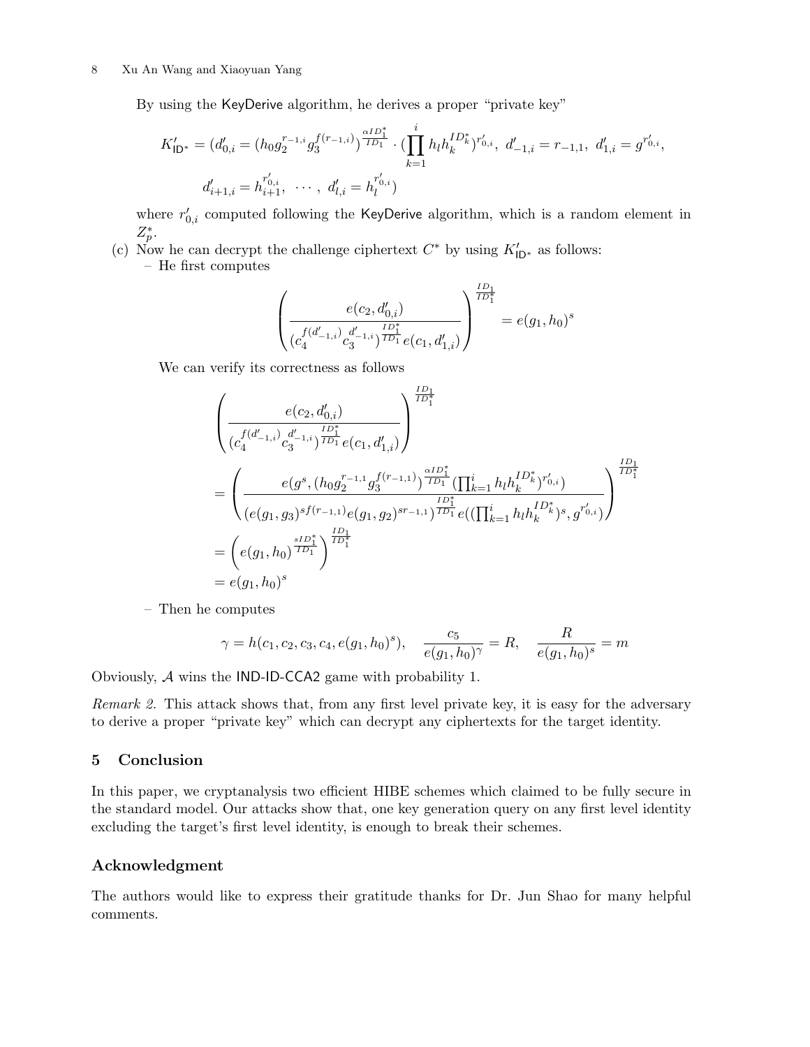By using the KeyDerive algorithm, he derives a proper "private key"

$$K'_{\mathsf{ID}^*} = (d'_{0,i} = (h_0 g_2^{r_{-1,i}} g_3^{f(r_{-1,i})})^{\frac{\alpha ID_1^*}{ID_1}} \cdot (\prod_{k=1}^{i} h_l h_k^{ID_k^*})^{r'_{0,i}},\ d'_{-1,i} = r_{-1,1},\ d'_{1,i} = g^{r'_{0,i}},$$

$$d'_{i+1,i} = h_{i+1}^{r'_{0,i}},\ \cdots,\ d'_{l,i} = h_l^{r'_{0,i}})$$

where $r'_{0,i}$ computed following the KeyDerive algorithm, which is a random element in $Z_p^*$.

(c) Now he can decrypt the challenge ciphertext $C^*$ by using $K'_{\mathsf{ID}^*}$ as follows:
   – He first computes

$$\left(\frac{e(c_2, d'_{0,i})}{(c_4^{f(d'_{-1,i})} c_3^{d'_{-1,i}})^{\frac{ID_1^*}{ID_1}} e(c_1, d'_{1,i})}\right)^{\frac{ID_1}{ID_1^*}} = e(g_1, h_0)^s$$

   We can verify its correctness as follows

$$\left(\frac{e(c_2, d'_{0,i})}{(c_4^{f(d'_{-1,i})} c_3^{d'_{-1,i}})^{\frac{ID_1^*}{ID_1}} e(c_1, d'_{1,i})}\right)^{\frac{ID_1}{ID_1^*}}$$

$$= \left(\frac{e(g^s, (h_0 g_2^{r_{-1,1}} g_3^{f(r_{-1,1})})^{\frac{\alpha ID_1^*}{ID_1}} (\prod_{k=1}^{i} h_l h_k^{ID_k^*})^{r'_{0,i}})}{(e(g_1, g_3)^{sf(r_{-1,1})} e(g_1, g_2)^{sr_{-1,1}})^{\frac{ID_1^*}{ID_1}} e((\prod_{k=1}^{i} h_l h_k^{ID_k^*})^s, g^{r'_{0,i}})}\right)^{\frac{ID_1}{ID_1^*}}$$

$$= \left(e(g_1, h_0)^{\frac{sID_1^*}{ID_1}}\right)^{\frac{ID_1}{ID_1^*}}$$

$$= e(g_1, h_0)^s$$

   – Then he computes

$$\gamma = h(c_1, c_2, c_3, c_4, e(g_1, h_0)^s), \quad \frac{c_5}{e(g_1, h_0)^\gamma} = R, \quad \frac{R}{e(g_1, h_0)^s} = m$$

Obviously, $\mathcal{A}$ wins the IND-ID-CCA2 game with probability 1.

*Remark 2.* This attack shows that, from any first level private key, it is easy for the adversary to derive a proper "private key" which can decrypt any ciphertexts for the target identity.

## 5 Conclusion

In this paper, we cryptanalysis two efficient HIBE schemes which claimed to be fully secure in the standard model. Our attacks show that, one key generation query on any first level identity excluding the target's first level identity, is enough to break their schemes.

## Acknowledgment

The authors would like to express their gratitude thanks for Dr. Jun Shao for many helpful comments.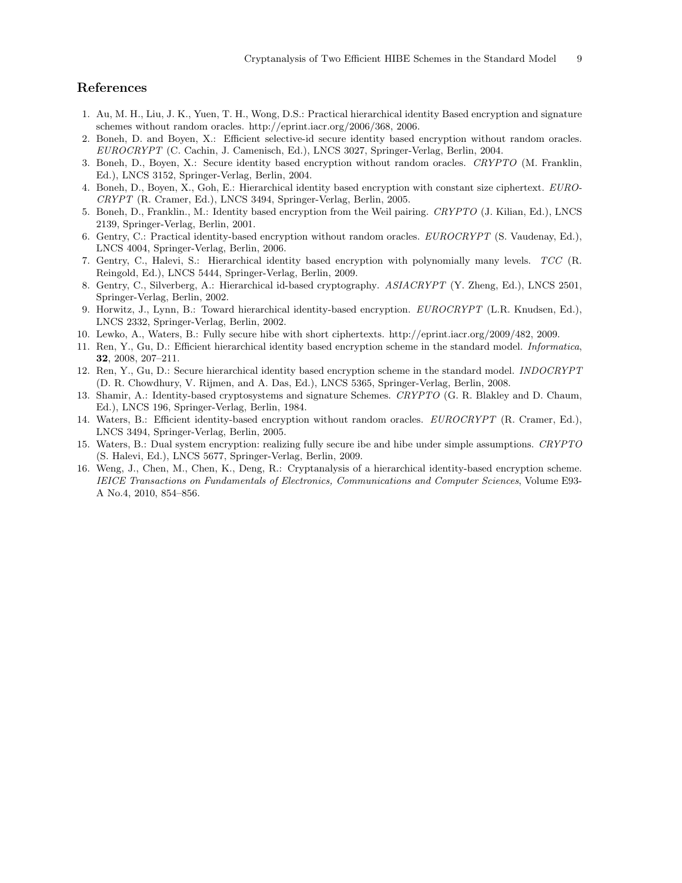## References

1. Au, M. H., Liu, J. K., Yuen, T. H., Wong, D.S.: Practical hierarchical identity Based encryption and signature schemes without random oracles. http://eprint.iacr.org/2006/368, 2006.
2. Boneh, D. and Boyen, X.: Efficient selective-id secure identity based encryption without random oracles. *EUROCRYPT* (C. Cachin, J. Camenisch, Ed.), LNCS 3027, Springer-Verlag, Berlin, 2004.
3. Boneh, D., Boyen, X.: Secure identity based encryption without random oracles. *CRYPTO* (M. Franklin, Ed.), LNCS 3152, Springer-Verlag, Berlin, 2004.
4. Boneh, D., Boyen, X., Goh, E.: Hierarchical identity based encryption with constant size ciphertext. *EUROCRYPT* (R. Cramer, Ed.), LNCS 3494, Springer-Verlag, Berlin, 2005.
5. Boneh, D., Franklin., M.: Identity based encryption from the Weil pairing. *CRYPTO* (J. Kilian, Ed.), LNCS 2139, Springer-Verlag, Berlin, 2001.
6. Gentry, C.: Practical identity-based encryption without random oracles. *EUROCRYPT* (S. Vaudenay, Ed.), LNCS 4004, Springer-Verlag, Berlin, 2006.
7. Gentry, C., Halevi, S.: Hierarchical identity based encryption with polynomially many levels. *TCC* (R. Reingold, Ed.), LNCS 5444, Springer-Verlag, Berlin, 2009.
8. Gentry, C., Silverberg, A.: Hierarchical id-based cryptography. *ASIACRYPT* (Y. Zheng, Ed.), LNCS 2501, Springer-Verlag, Berlin, 2002.
9. Horwitz, J., Lynn, B.: Toward hierarchical identity-based encryption. *EUROCRYPT* (L.R. Knudsen, Ed.), LNCS 2332, Springer-Verlag, Berlin, 2002.
10. Lewko, A., Waters, B.: Fully secure hibe with short ciphertexts. http://eprint.iacr.org/2009/482, 2009.
11. Ren, Y., Gu, D.: Efficient hierarchical identity based encryption scheme in the standard model. *Informatica*, **32**, 2008, 207–211.
12. Ren, Y., Gu, D.: Secure hierarchical identity based encryption scheme in the standard model. *INDOCRYPT* (D. R. Chowdhury, V. Rijmen, and A. Das, Ed.), LNCS 5365, Springer-Verlag, Berlin, 2008.
13. Shamir, A.: Identity-based cryptosystems and signature Schemes. *CRYPTO* (G. R. Blakley and D. Chaum, Ed.), LNCS 196, Springer-Verlag, Berlin, 1984.
14. Waters, B.: Efficient identity-based encryption without random oracles. *EUROCRYPT* (R. Cramer, Ed.), LNCS 3494, Springer-Verlag, Berlin, 2005.
15. Waters, B.: Dual system encryption: realizing fully secure ibe and hibe under simple assumptions. *CRYPTO* (S. Halevi, Ed.), LNCS 5677, Springer-Verlag, Berlin, 2009.
16. Weng, J., Chen, M., Chen, K., Deng, R.: Cryptanalysis of a hierarchical identity-based encryption scheme. *IEICE Transactions on Fundamentals of Electronics, Communications and Computer Sciences*, Volume E93-A No.4, 2010, 854–856.